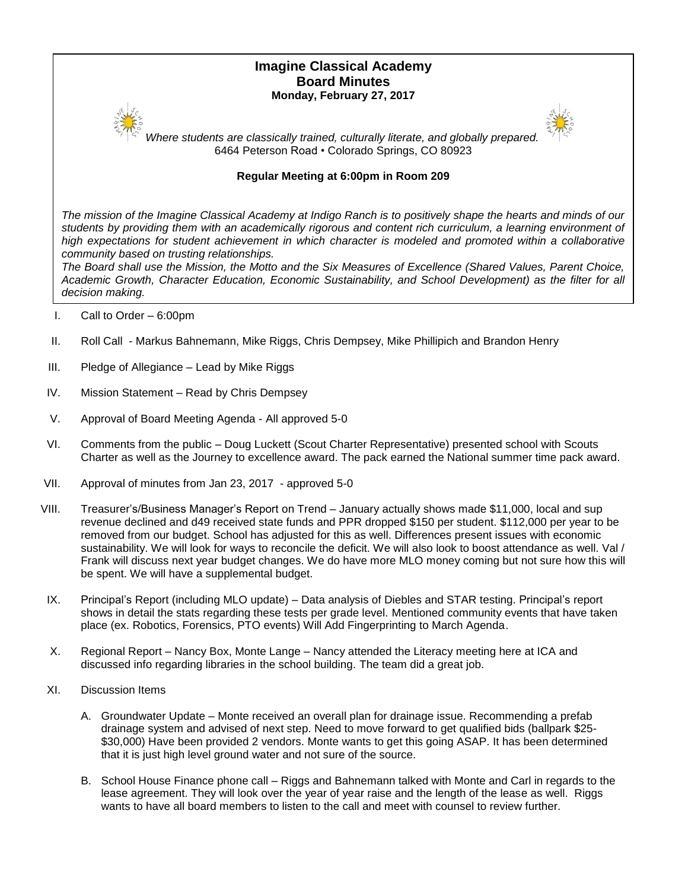# Imagine Classical Academy
## Board Minutes
**Monday, February 27, 2017**

*Where students are classically trained, culturally literate, and globally prepared.*
6464 Peterson Road • Colorado Springs, CO 80923

**Regular Meeting at 6:00pm in Room 209**

*The mission of the Imagine Classical Academy at Indigo Ranch is to positively shape the hearts and minds of our students by providing them with an academically rigorous and content rich curriculum, a learning environment of high expectations for student achievement in which character is modeled and promoted within a collaborative community based on trusting relationships.*
*The Board shall use the Mission, the Motto and the Six Measures of Excellence (Shared Values, Parent Choice, Academic Growth, Character Education, Economic Sustainability, and School Development) as the filter for all decision making.*

I. Call to Order – 6:00pm

II. Roll Call - Markus Bahnemann, Mike Riggs, Chris Dempsey, Mike Phillipich and Brandon Henry

III. Pledge of Allegiance – Lead by Mike Riggs

IV. Mission Statement – Read by Chris Dempsey

V. Approval of Board Meeting Agenda - All approved 5-0

VI. Comments from the public – Doug Luckett (Scout Charter Representative) presented school with Scouts Charter as well as the Journey to excellence award. The pack earned the National summer time pack award.

VII. Approval of minutes from Jan 23, 2017 - approved 5-0

VIII. Treasurer's/Business Manager's Report on Trend – January actually shows made \$11,000, local and sup revenue declined and d49 received state funds and PPR dropped \$150 per student. \$112,000 per year to be removed from our budget. School has adjusted for this as well. Differences present issues with economic sustainability. We will look for ways to reconcile the deficit. We will also look to boost attendance as well. Val / Frank will discuss next year budget changes. We do have more MLO money coming but not sure how this will be spent. We will have a supplemental budget.

IX. Principal's Report (including MLO update) – Data analysis of Diebles and STAR testing. Principal's report shows in detail the stats regarding these tests per grade level. Mentioned community events that have taken place (ex. Robotics, Forensics, PTO events) Will Add Fingerprinting to March Agenda.

X. Regional Report – Nancy Box, Monte Lange – Nancy attended the Literacy meeting here at ICA and discussed info regarding libraries in the school building. The team did a great job.

XI. Discussion Items

A. Groundwater Update – Monte received an overall plan for drainage issue. Recommending a prefab drainage system and advised of next step. Need to move forward to get qualified bids (ballpark \$25-\$30,000) Have been provided 2 vendors. Monte wants to get this going ASAP. It has been determined that it is just high level ground water and not sure of the source.

B. School House Finance phone call – Riggs and Bahnemann talked with Monte and Carl in regards to the lease agreement. They will look over the year of year raise and the length of the lease as well. Riggs wants to have all board members to listen to the call and meet with counsel to review further.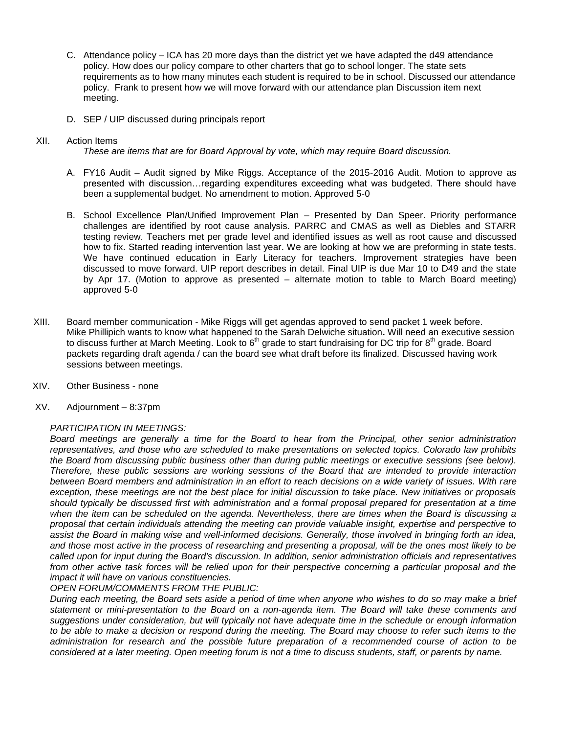C. Attendance policy – ICA has 20 more days than the district yet we have adapted the d49 attendance policy. How does our policy compare to other charters that go to school longer. The state sets requirements as to how many minutes each student is required to be in school. Discussed our attendance policy. Frank to present how we will move forward with our attendance plan Discussion item next meeting.

D. SEP / UIP discussed during principals report

XII. Action Items

*These are items that are for Board Approval by vote, which may require Board discussion.*

A. FY16 Audit – Audit signed by Mike Riggs. Acceptance of the 2015-2016 Audit. Motion to approve as presented with discussion…regarding expenditures exceeding what was budgeted. There should have been a supplemental budget. No amendment to motion. Approved 5-0

B. School Excellence Plan/Unified Improvement Plan – Presented by Dan Speer. Priority performance challenges are identified by root cause analysis. PARRC and CMAS as well as Diebles and STARR testing review. Teachers met per grade level and identified issues as well as root cause and discussed how to fix. Started reading intervention last year. We are looking at how we are preforming in state tests. We have continued education in Early Literacy for teachers. Improvement strategies have been discussed to move forward. UIP report describes in detail. Final UIP is due Mar 10 to D49 and the state by Apr 17. (Motion to approve as presented – alternate motion to table to March Board meeting) approved 5-0

XIII. Board member communication - Mike Riggs will get agendas approved to send packet 1 week before. Mike Phillipich wants to know what happened to the Sarah Delwiche situation**.** Will need an executive session to discuss further at March Meeting. Look to 6th grade to start fundraising for DC trip for 8th grade. Board packets regarding draft agenda / can the board see what draft before its finalized. Discussed having work sessions between meetings.

XIV. Other Business - none

XV. Adjournment – 8:37pm

*PARTICIPATION IN MEETINGS:*

*Board meetings are generally a time for the Board to hear from the Principal, other senior administration representatives, and those who are scheduled to make presentations on selected topics. Colorado law prohibits the Board from discussing public business other than during public meetings or executive sessions (see below). Therefore, these public sessions are working sessions of the Board that are intended to provide interaction between Board members and administration in an effort to reach decisions on a wide variety of issues. With rare exception, these meetings are not the best place for initial discussion to take place. New initiatives or proposals should typically be discussed first with administration and a formal proposal prepared for presentation at a time when the item can be scheduled on the agenda. Nevertheless, there are times when the Board is discussing a proposal that certain individuals attending the meeting can provide valuable insight, expertise and perspective to assist the Board in making wise and well-informed decisions. Generally, those involved in bringing forth an idea, and those most active in the process of researching and presenting a proposal, will be the ones most likely to be called upon for input during the Board's discussion. In addition, senior administration officials and representatives from other active task forces will be relied upon for their perspective concerning a particular proposal and the impact it will have on various constituencies.*

*OPEN FORUM/COMMENTS FROM THE PUBLIC:*

*During each meeting, the Board sets aside a period of time when anyone who wishes to do so may make a brief statement or mini-presentation to the Board on a non-agenda item. The Board will take these comments and suggestions under consideration, but will typically not have adequate time in the schedule or enough information to be able to make a decision or respond during the meeting. The Board may choose to refer such items to the administration for research and the possible future preparation of a recommended course of action to be considered at a later meeting. Open meeting forum is not a time to discuss students, staff, or parents by name.*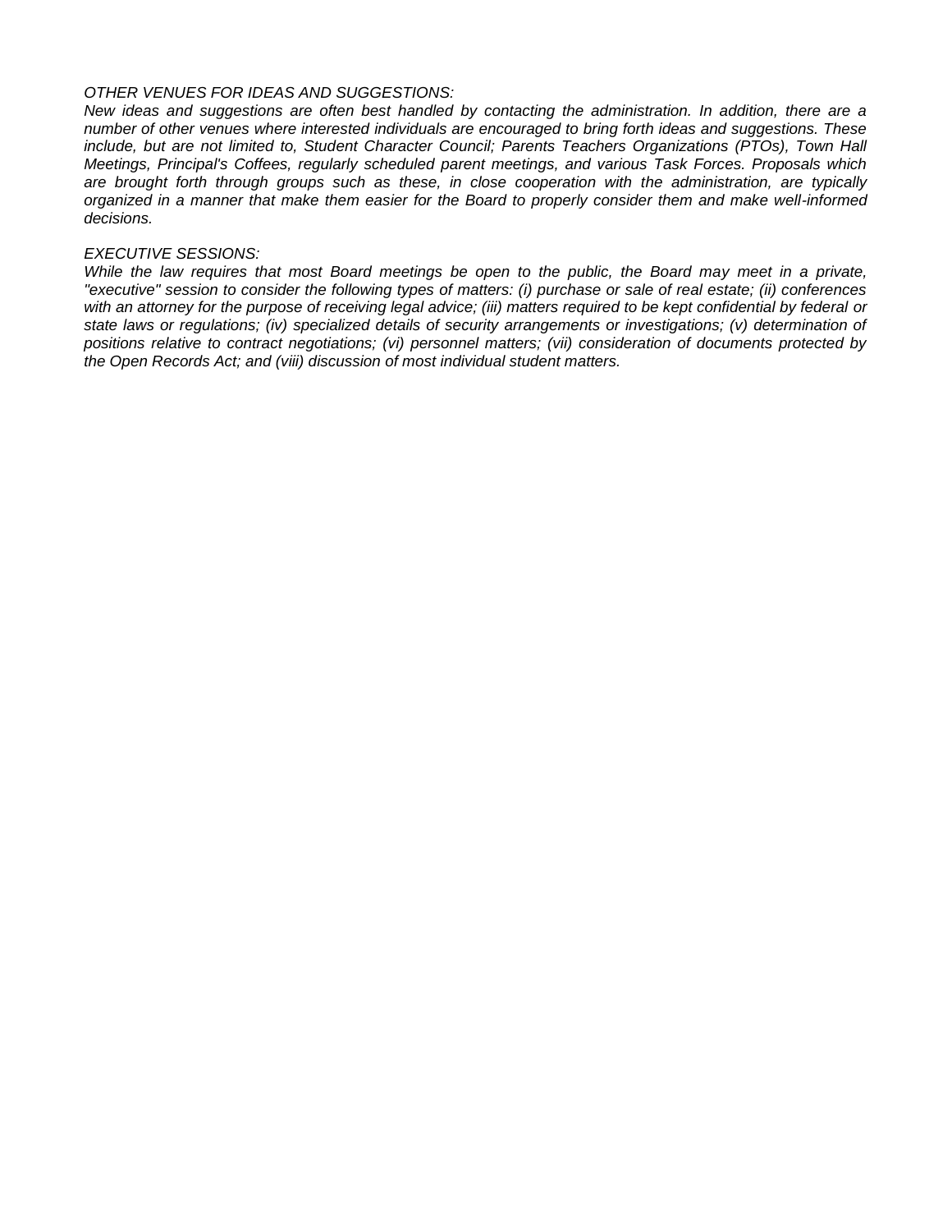*OTHER VENUES FOR IDEAS AND SUGGESTIONS:*

*New ideas and suggestions are often best handled by contacting the administration. In addition, there are a number of other venues where interested individuals are encouraged to bring forth ideas and suggestions. These include, but are not limited to, Student Character Council; Parents Teachers Organizations (PTOs), Town Hall Meetings, Principal's Coffees, regularly scheduled parent meetings, and various Task Forces. Proposals which are brought forth through groups such as these, in close cooperation with the administration, are typically organized in a manner that make them easier for the Board to properly consider them and make well-informed decisions.*

*EXECUTIVE SESSIONS:*

*While the law requires that most Board meetings be open to the public, the Board may meet in a private, "executive" session to consider the following types of matters: (i) purchase or sale of real estate; (ii) conferences with an attorney for the purpose of receiving legal advice; (iii) matters required to be kept confidential by federal or state laws or regulations; (iv) specialized details of security arrangements or investigations; (v) determination of positions relative to contract negotiations; (vi) personnel matters; (vii) consideration of documents protected by the Open Records Act; and (viii) discussion of most individual student matters.*